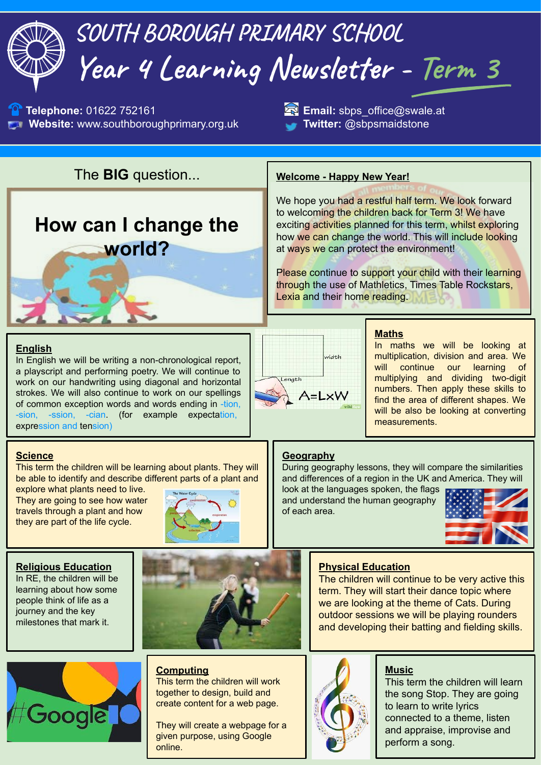# SOUTH BOROUGH PRIMARY SCHOOL

# Year 4 Learning Newsletter - Term 3

**Telephone:** 01622 752161
**Website:** www.southboroughprimary.org.uk
**Email:** sbps_office@swale.at
**Twitter:** @sbpsmaidstone

The **BIG** question...

## How can I change the world?

### Welcome - Happy New Year!

We hope you had a restful half term. We look forward to welcoming the children back for Term 3! We have exciting activities planned for this term, whilst exploring how we can change the world. This will include looking at ways we can protect the environment!

Please continue to support your child with their learning through the use of Mathletics, Times Table Rockstars, Lexia and their home reading.

### English

In English we will be writing a non-chronological report, a playscript and performing poetry. We will continue to work on our handwriting using diagonal and horizontal strokes. We will also continue to work on our spellings of common exception words and words ending in -tion, -sion, -ssion, -cian. (for example expectation, expression and tension)

### Maths

In maths we will be looking at multiplication, division and area. We will continue our learning of multiplying and dividing two-digit numbers. Then apply these skills to find the area of different shapes. We will be also be looking at converting measurements.

### Science

This term the children will be learning about plants. They will be able to identify and describe different parts of a plant and explore what plants need to live. They are going to see how water travels through a plant and how they are part of the life cycle.

### Geography

During geography lessons, they will compare the similarities and differences of a region in the UK and America. They will look at the languages spoken, the flags and understand the human geography of each area.

### Religious Education

In RE, the children will be learning about how some people think of life as a journey and the key milestones that mark it.

### Physical Education

The children will continue to be very active this term. They will start their dance topic where we are looking at the theme of Cats. During outdoor sessions we will be playing rounders and developing their batting and fielding skills.

### Computing

This term the children will work together to design, build and create content for a web page.

They will create a webpage for a given purpose, using Google online.

### Music

This term the children will learn the song Stop. They are going to learn to write lyrics connected to a theme, listen and appraise, improvise and perform a song.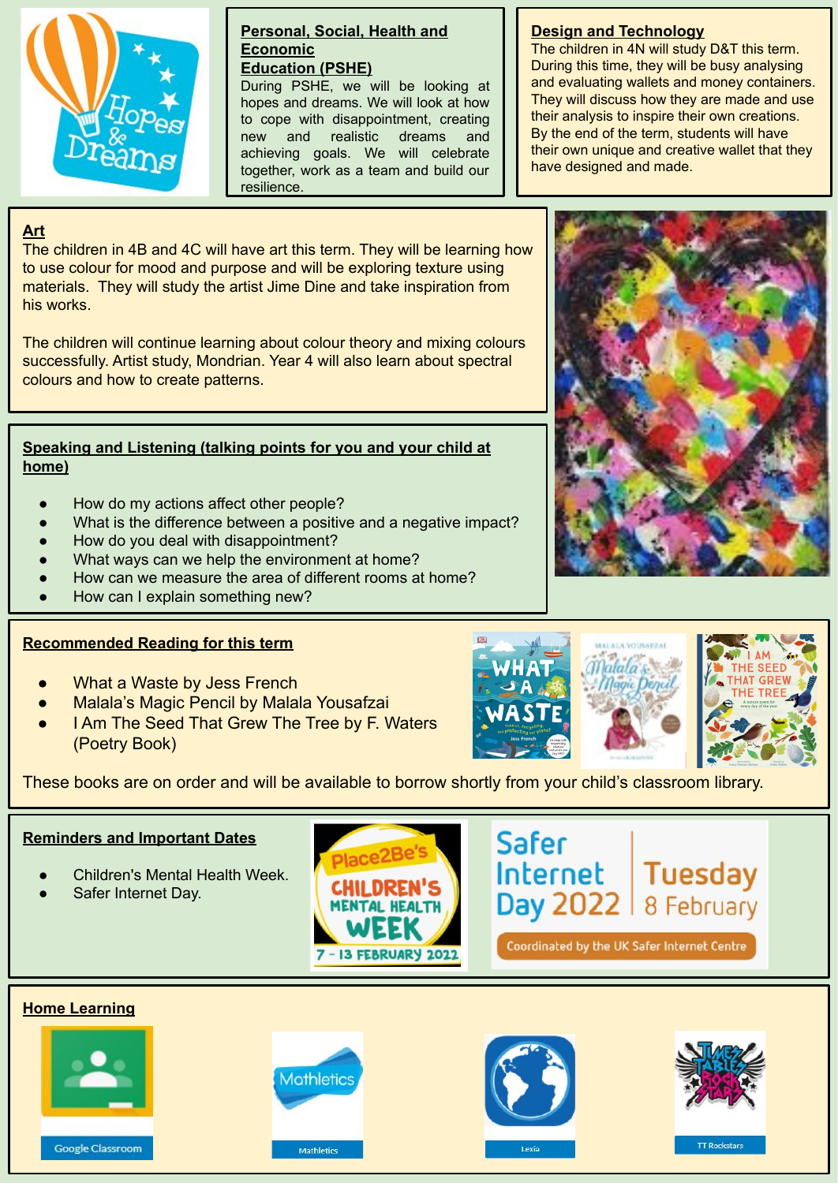## Personal, Social, Health and Economic Education (PSHE)

During PSHE, we will be looking at hopes and dreams. We will look at how to cope with disappointment, creating new and realistic dreams and achieving goals. We will celebrate together, work as a team and build our resilience.

## Design and Technology

The children in 4N will study D&T this term. During this time, they will be busy analysing and evaluating wallets and money containers. They will discuss how they are made and use their analysis to inspire their own creations. By the end of the term, students will have their own unique and creative wallet that they have designed and made.

## Art

The children in 4B and 4C will have art this term. They will be learning how to use colour for mood and purpose and will be exploring texture using materials. They will study the artist Jime Dine and take inspiration from his works.

The children will continue learning about colour theory and mixing colours successfully. Artist study, Mondrian. Year 4 will also learn about spectral colours and how to create patterns.

## Speaking and Listening (talking points for you and your child at home)

- How do my actions affect other people?
- What is the difference between a positive and a negative impact?
- How do you deal with disappointment?
- What ways can we help the environment at home?
- How can we measure the area of different rooms at home?
- How can I explain something new?

## Recommended Reading for this term

- What a Waste by Jess French
- Malala's Magic Pencil by Malala Yousafzai
- I Am The Seed That Grew The Tree by F. Waters (Poetry Book)

These books are on order and will be available to borrow shortly from your child's classroom library.

## Reminders and Important Dates

- Children's Mental Health Week.
- Safer Internet Day.

Place2Be's Children's Mental Health Week 7 - 13 February 2022

Safer Internet Day 2022 | Tuesday 8 February
Coordinated by the UK Safer Internet Centre

## Home Learning

Google Classroom

Mathletics

Lexia

TT Rockstars